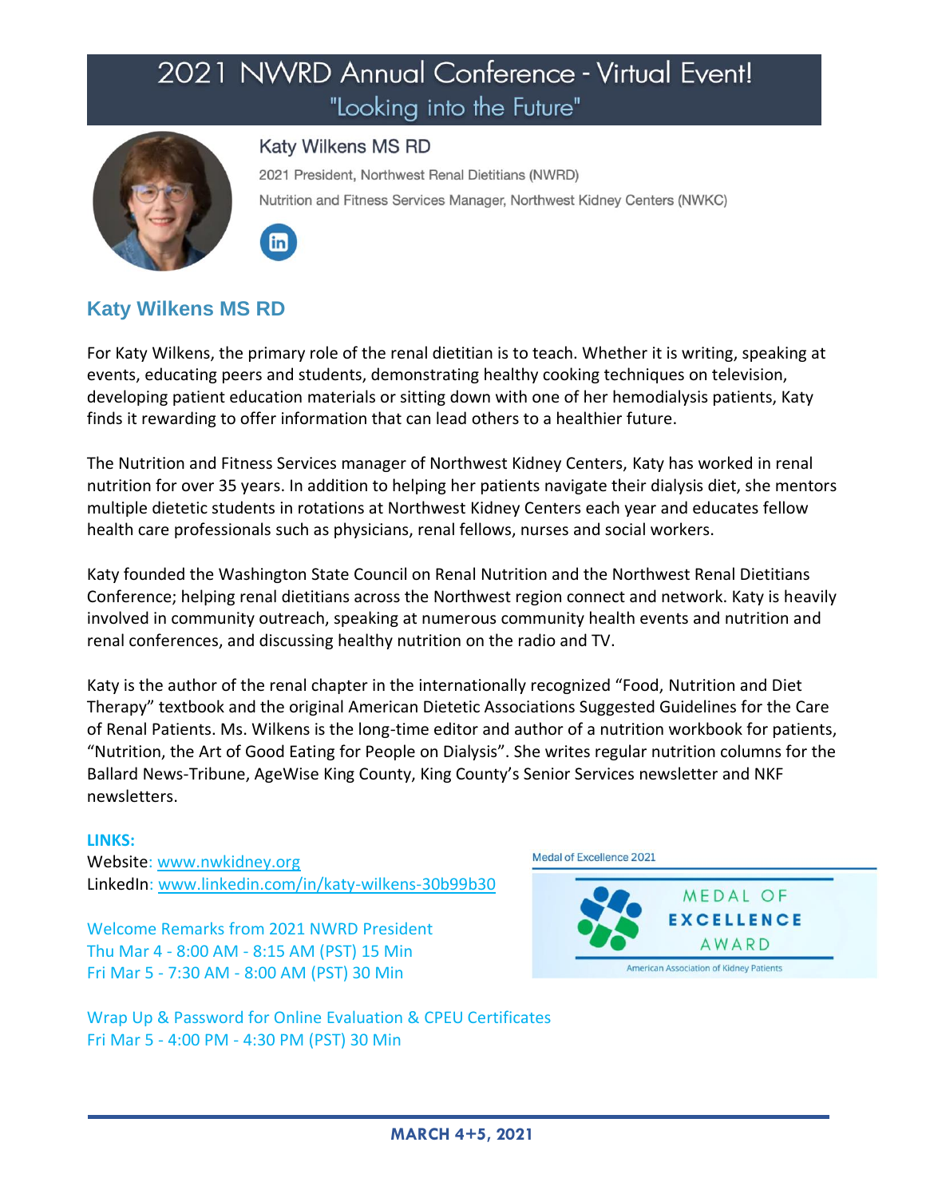# 2021 NWRD Annual Conference - Virtual Event!

## "Looking into the Future"

**Katy Wilkens MS RD**

2021 President, Northwest Renal Dietitians (NWRD)

Nutrition and Fitness Services Manager, Northwest Kidney Centers (NWKC)

## Katy Wilkens MS RD

For Katy Wilkens, the primary role of the renal dietitian is to teach. Whether it is writing, speaking at events, educating peers and students, demonstrating healthy cooking techniques on television, developing patient education materials or sitting down with one of her hemodialysis patients, Katy finds it rewarding to offer information that can lead others to a healthier future.

The Nutrition and Fitness Services manager of Northwest Kidney Centers, Katy has worked in renal nutrition for over 35 years. In addition to helping her patients navigate their dialysis diet, she mentors multiple dietetic students in rotations at Northwest Kidney Centers each year and educates fellow health care professionals such as physicians, renal fellows, nurses and social workers.

Katy founded the Washington State Council on Renal Nutrition and the Northwest Renal Dietitians Conference; helping renal dietitians across the Northwest region connect and network. Katy is heavily involved in community outreach, speaking at numerous community health events and nutrition and renal conferences, and discussing healthy nutrition on the radio and TV.

Katy is the author of the renal chapter in the internationally recognized "Food, Nutrition and Diet Therapy" textbook and the original American Dietetic Associations Suggested Guidelines for the Care of Renal Patients. Ms. Wilkens is the long-time editor and author of a nutrition workbook for patients, "Nutrition, the Art of Good Eating for People on Dialysis". She writes regular nutrition columns for the Ballard News-Tribune, AgeWise King County, King County's Senior Services newsletter and NKF newsletters.

**LINKS:**

Website: www.nwkidney.org

LinkedIn: www.linkedin.com/in/katy-wilkens-30b99b30

Welcome Remarks from 2021 NWRD President
Thu Mar 4 - 8:00 AM - 8:15 AM (PST) 15 Min
Fri Mar 5 - 7:30 AM - 8:00 AM (PST) 30 Min

Wrap Up & Password for Online Evaluation & CPEU Certificates
Fri Mar 5 - 4:00 PM - 4:30 PM (PST) 30 Min

Medal of Excellence 2021

MEDAL OF EXCELLENCE AWARD

American Association of Kidney Patients

**MARCH 4+5, 2021**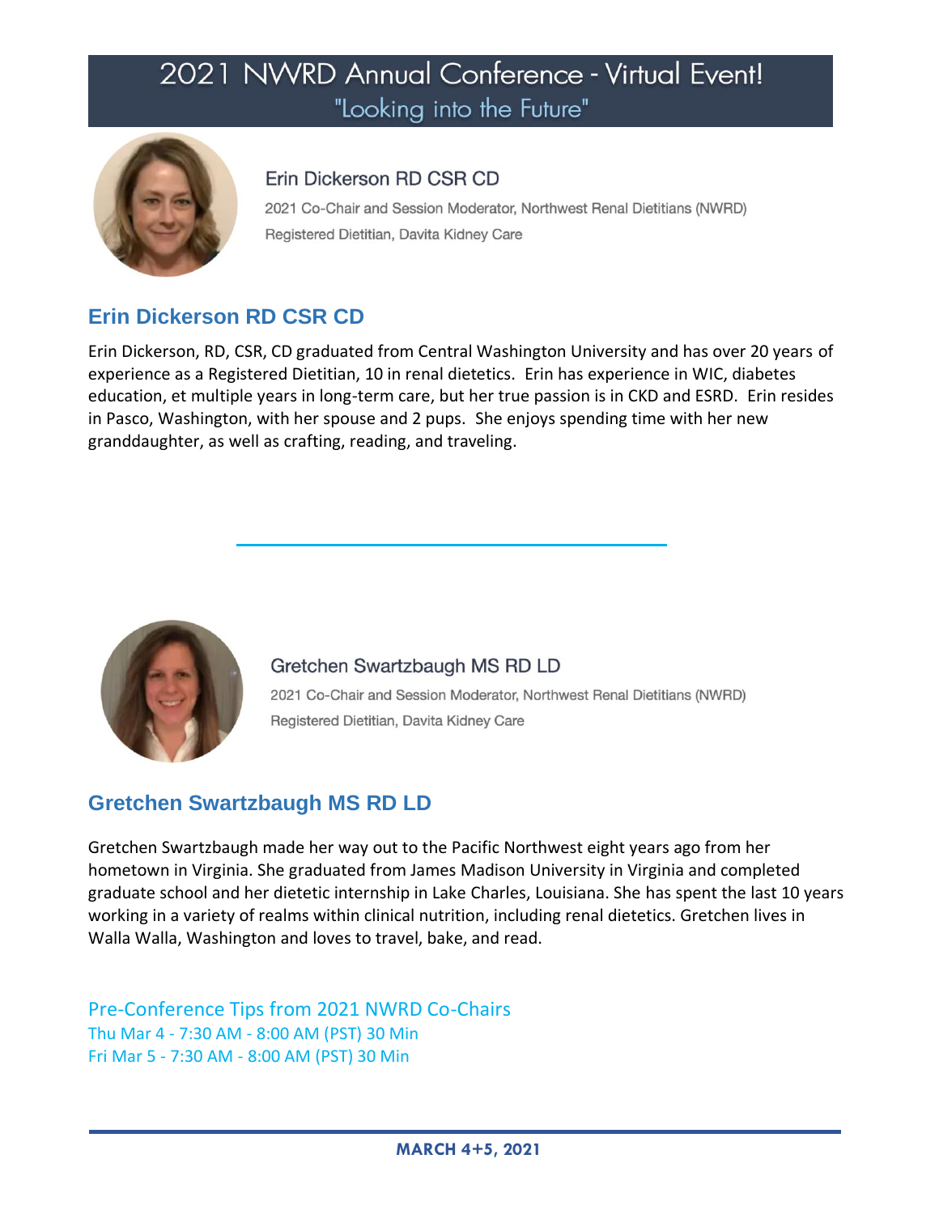# 2021 NWRD Annual Conference - Virtual Event!

"Looking into the Future"

Erin Dickerson RD CSR CD

2021 Co-Chair and Session Moderator, Northwest Renal Dietitians (NWRD)

Registered Dietitian, Davita Kidney Care

## Erin Dickerson RD CSR CD

Erin Dickerson, RD, CSR, CD graduated from Central Washington University and has over 20 years of experience as a Registered Dietitian, 10 in renal dietetics. Erin has experience in WIC, diabetes education, et multiple years in long-term care, but her true passion is in CKD and ESRD. Erin resides in Pasco, Washington, with her spouse and 2 pups. She enjoys spending time with her new granddaughter, as well as crafting, reading, and traveling.

---

Gretchen Swartzbaugh MS RD LD

2021 Co-Chair and Session Moderator, Northwest Renal Dietitians (NWRD)

Registered Dietitian, Davita Kidney Care

## Gretchen Swartzbaugh MS RD LD

Gretchen Swartzbaugh made her way out to the Pacific Northwest eight years ago from her hometown in Virginia. She graduated from James Madison University in Virginia and completed graduate school and her dietetic internship in Lake Charles, Louisiana. She has spent the last 10 years working in a variety of realms within clinical nutrition, including renal dietetics. Gretchen lives in Walla Walla, Washington and loves to travel, bake, and read.

Pre-Conference Tips from 2021 NWRD Co-Chairs

Thu Mar 4 - 7:30 AM - 8:00 AM (PST) 30 Min

Fri Mar 5 - 7:30 AM - 8:00 AM (PST) 30 Min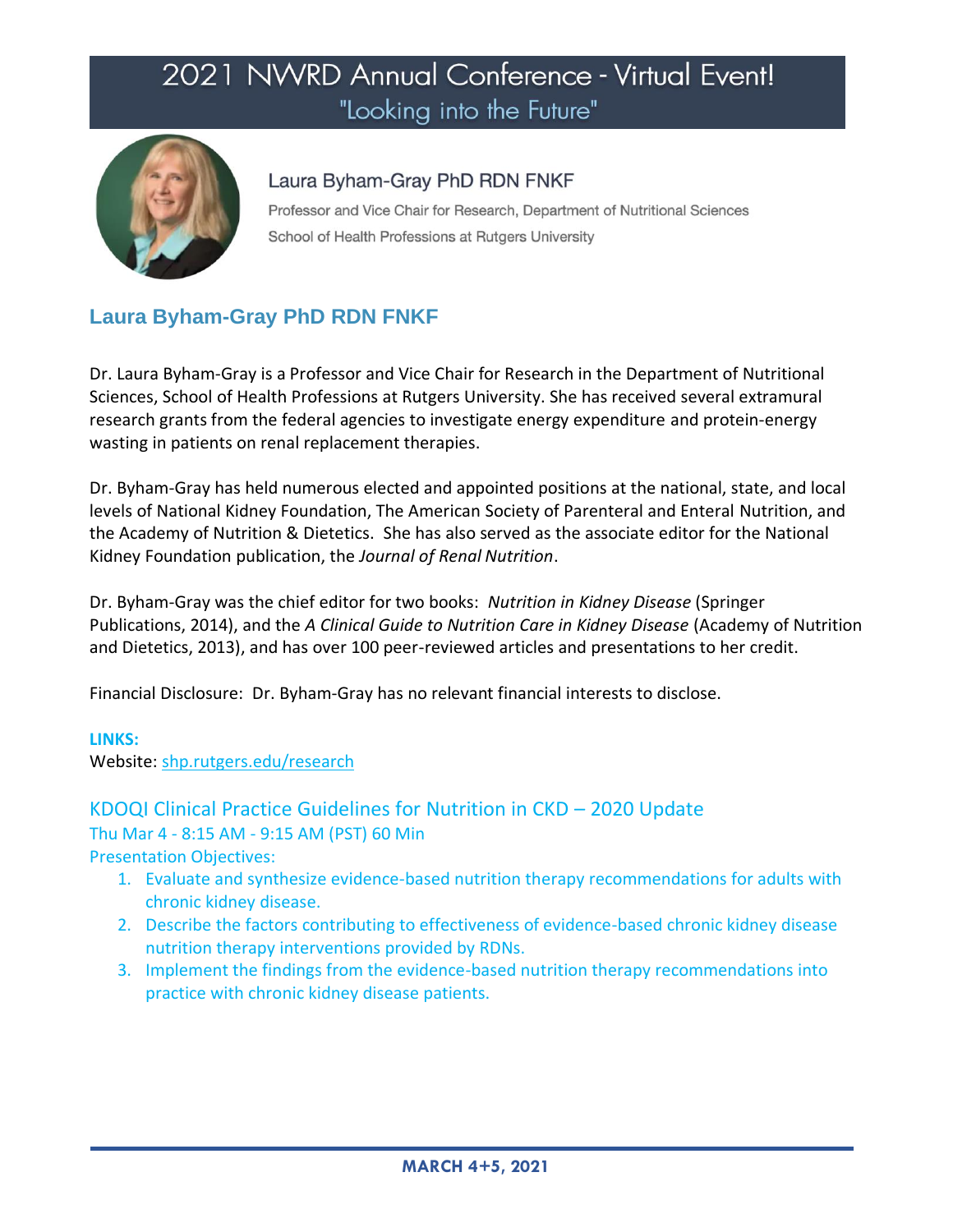# 2021 NWRD Annual Conference - Virtual Event!

## "Looking into the Future"

Laura Byham-Gray PhD RDN FNKF

Professor and Vice Chair for Research, Department of Nutritional Sciences

School of Health Professions at Rutgers University

## Laura Byham-Gray PhD RDN FNKF

Dr. Laura Byham-Gray is a Professor and Vice Chair for Research in the Department of Nutritional Sciences, School of Health Professions at Rutgers University. She has received several extramural research grants from the federal agencies to investigate energy expenditure and protein-energy wasting in patients on renal replacement therapies.

Dr. Byham-Gray has held numerous elected and appointed positions at the national, state, and local levels of National Kidney Foundation, The American Society of Parenteral and Enteral Nutrition, and the Academy of Nutrition & Dietetics. She has also served as the associate editor for the National Kidney Foundation publication, the *Journal of Renal Nutrition*.

Dr. Byham-Gray was the chief editor for two books: *Nutrition in Kidney Disease* (Springer Publications, 2014), and the *A Clinical Guide to Nutrition Care in Kidney Disease* (Academy of Nutrition and Dietetics, 2013), and has over 100 peer-reviewed articles and presentations to her credit.

Financial Disclosure: Dr. Byham-Gray has no relevant financial interests to disclose.

**LINKS:**

Website: shp.rutgers.edu/research

### KDOQI Clinical Practice Guidelines for Nutrition in CKD – 2020 Update

Thu Mar 4 - 8:15 AM - 9:15 AM (PST) 60 Min

Presentation Objectives:

1. Evaluate and synthesize evidence-based nutrition therapy recommendations for adults with chronic kidney disease.
2. Describe the factors contributing to effectiveness of evidence-based chronic kidney disease nutrition therapy interventions provided by RDNs.
3. Implement the findings from the evidence-based nutrition therapy recommendations into practice with chronic kidney disease patients.

**MARCH 4+5, 2021**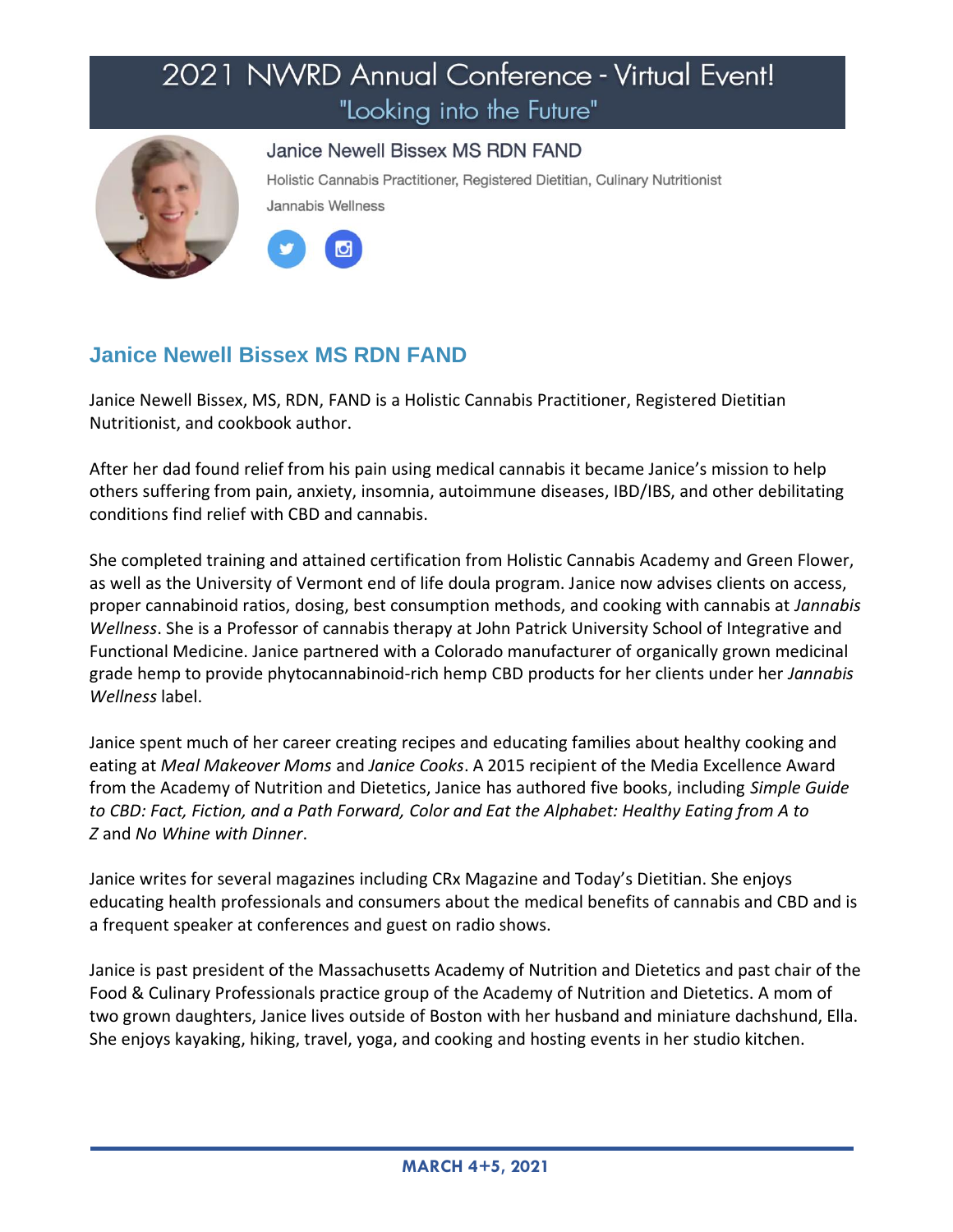# 2021 NWRD Annual Conference - Virtual Event!

"Looking into the Future"

### Janice Newell Bissex MS RDN FAND

Holistic Cannabis Practitioner, Registered Dietitian, Culinary Nutritionist

Jannabis Wellness

## Janice Newell Bissex MS RDN FAND

Janice Newell Bissex, MS, RDN, FAND is a Holistic Cannabis Practitioner, Registered Dietitian Nutritionist, and cookbook author.

After her dad found relief from his pain using medical cannabis it became Janice's mission to help others suffering from pain, anxiety, insomnia, autoimmune diseases, IBD/IBS, and other debilitating conditions find relief with CBD and cannabis.

She completed training and attained certification from Holistic Cannabis Academy and Green Flower, as well as the University of Vermont end of life doula program. Janice now advises clients on access, proper cannabinoid ratios, dosing, best consumption methods, and cooking with cannabis at *Jannabis Wellness*. She is a Professor of cannabis therapy at John Patrick University School of Integrative and Functional Medicine. Janice partnered with a Colorado manufacturer of organically grown medicinal grade hemp to provide phytocannabinoid-rich hemp CBD products for her clients under her *Jannabis Wellness* label.

Janice spent much of her career creating recipes and educating families about healthy cooking and eating at *Meal Makeover Moms* and *Janice Cooks*. A 2015 recipient of the Media Excellence Award from the Academy of Nutrition and Dietetics, Janice has authored five books, including *Simple Guide to CBD: Fact, Fiction, and a Path Forward, Color and Eat the Alphabet: Healthy Eating from A to Z* and *No Whine with Dinner*.

Janice writes for several magazines including CRx Magazine and Today's Dietitian. She enjoys educating health professionals and consumers about the medical benefits of cannabis and CBD and is a frequent speaker at conferences and guest on radio shows.

Janice is past president of the Massachusetts Academy of Nutrition and Dietetics and past chair of the Food & Culinary Professionals practice group of the Academy of Nutrition and Dietetics. A mom of two grown daughters, Janice lives outside of Boston with her husband and miniature dachshund, Ella. She enjoys kayaking, hiking, travel, yoga, and cooking and hosting events in her studio kitchen.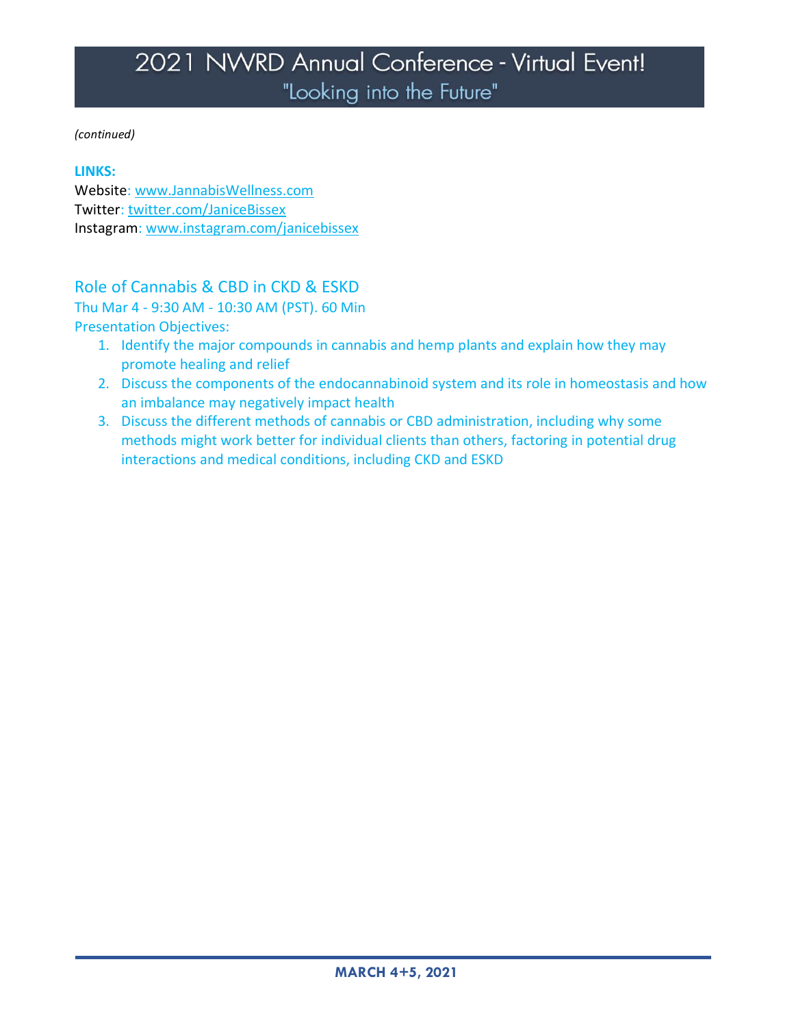*(continued)*

**LINKS:**

Website: www.JannabisWellness.com
Twitter: twitter.com/JaniceBissex
Instagram: www.instagram.com/janicebissex

## Role of Cannabis & CBD in CKD & ESKD

Thu Mar 4 - 9:30 AM - 10:30 AM (PST). 60 Min

Presentation Objectives:

1. Identify the major compounds in cannabis and hemp plants and explain how they may promote healing and relief
2. Discuss the components of the endocannabinoid system and its role in homeostasis and how an imbalance may negatively impact health
3. Discuss the different methods of cannabis or CBD administration, including why some methods might work better for individual clients than others, factoring in potential drug interactions and medical conditions, including CKD and ESKD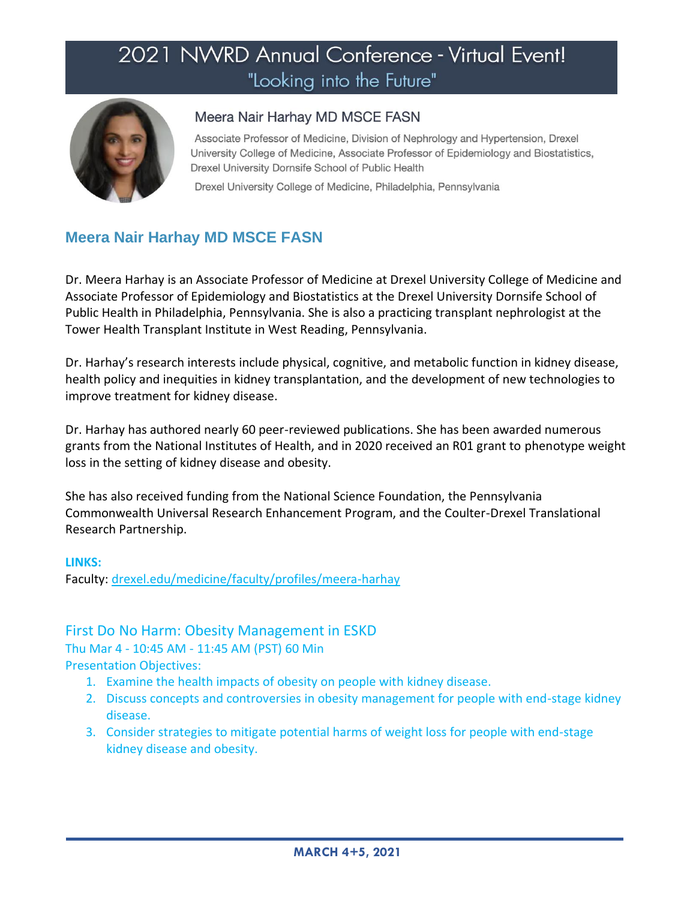# 2021 NWRD Annual Conference - Virtual Event!
## "Looking into the Future"

### Meera Nair Harhay MD MSCE FASN

Associate Professor of Medicine, Division of Nephrology and Hypertension, Drexel University College of Medicine, Associate Professor of Epidemiology and Biostatistics, Drexel University Dornsife School of Public Health

Drexel University College of Medicine, Philadelphia, Pennsylvania

## Meera Nair Harhay MD MSCE FASN

Dr. Meera Harhay is an Associate Professor of Medicine at Drexel University College of Medicine and Associate Professor of Epidemiology and Biostatistics at the Drexel University Dornsife School of Public Health in Philadelphia, Pennsylvania. She is also a practicing transplant nephrologist at the Tower Health Transplant Institute in West Reading, Pennsylvania.

Dr. Harhay's research interests include physical, cognitive, and metabolic function in kidney disease, health policy and inequities in kidney transplantation, and the development of new technologies to improve treatment for kidney disease.

Dr. Harhay has authored nearly 60 peer-reviewed publications. She has been awarded numerous grants from the National Institutes of Health, and in 2020 received an R01 grant to phenotype weight loss in the setting of kidney disease and obesity.

She has also received funding from the National Science Foundation, the Pennsylvania Commonwealth Universal Research Enhancement Program, and the Coulter-Drexel Translational Research Partnership.

**LINKS:**
Faculty: [drexel.edu/medicine/faculty/profiles/meera-harhay](drexel.edu/medicine/faculty/profiles/meera-harhay)

### First Do No Harm: Obesity Management in ESKD

Thu Mar 4 - 10:45 AM - 11:45 AM (PST) 60 Min

Presentation Objectives:

1. Examine the health impacts of obesity on people with kidney disease.
2. Discuss concepts and controversies in obesity management for people with end-stage kidney disease.
3. Consider strategies to mitigate potential harms of weight loss for people with end-stage kidney disease and obesity.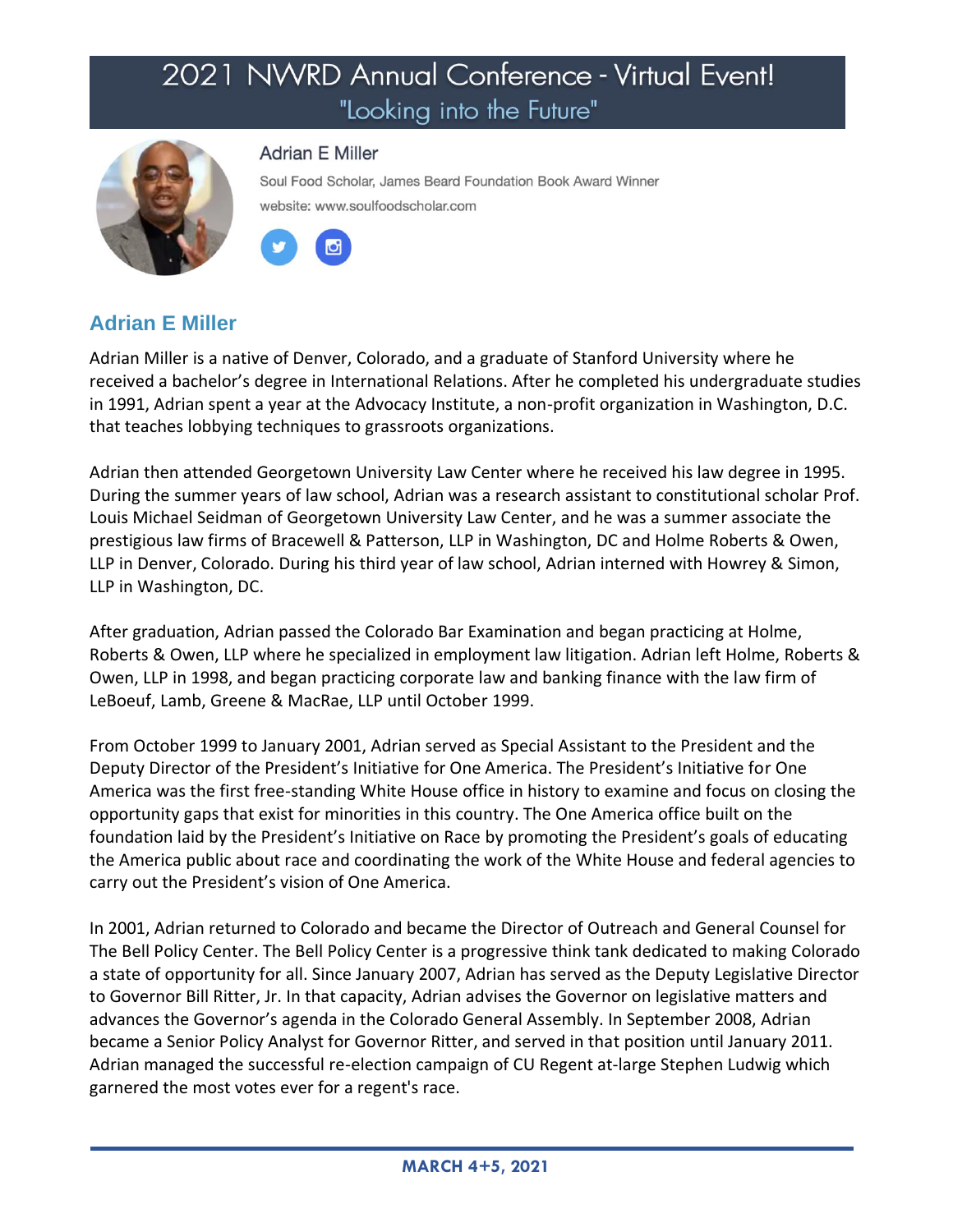# 2021 NWRD Annual Conference - Virtual Event!
## "Looking into the Future"

**Adrian E Miller**

Soul Food Scholar, James Beard Foundation Book Award Winner

website: www.soulfoodscholar.com

## Adrian E Miller

Adrian Miller is a native of Denver, Colorado, and a graduate of Stanford University where he received a bachelor's degree in International Relations. After he completed his undergraduate studies in 1991, Adrian spent a year at the Advocacy Institute, a non-profit organization in Washington, D.C. that teaches lobbying techniques to grassroots organizations.

Adrian then attended Georgetown University Law Center where he received his law degree in 1995. During the summer years of law school, Adrian was a research assistant to constitutional scholar Prof. Louis Michael Seidman of Georgetown University Law Center, and he was a summer associate the prestigious law firms of Bracewell & Patterson, LLP in Washington, DC and Holme Roberts & Owen, LLP in Denver, Colorado. During his third year of law school, Adrian interned with Howrey & Simon, LLP in Washington, DC.

After graduation, Adrian passed the Colorado Bar Examination and began practicing at Holme, Roberts & Owen, LLP where he specialized in employment law litigation. Adrian left Holme, Roberts & Owen, LLP in 1998, and began practicing corporate law and banking finance with the law firm of LeBoeuf, Lamb, Greene & MacRae, LLP until October 1999.

From October 1999 to January 2001, Adrian served as Special Assistant to the President and the Deputy Director of the President's Initiative for One America. The President's Initiative for One America was the first free-standing White House office in history to examine and focus on closing the opportunity gaps that exist for minorities in this country. The One America office built on the foundation laid by the President's Initiative on Race by promoting the President's goals of educating the America public about race and coordinating the work of the White House and federal agencies to carry out the President's vision of One America.

In 2001, Adrian returned to Colorado and became the Director of Outreach and General Counsel for The Bell Policy Center. The Bell Policy Center is a progressive think tank dedicated to making Colorado a state of opportunity for all. Since January 2007, Adrian has served as the Deputy Legislative Director to Governor Bill Ritter, Jr. In that capacity, Adrian advises the Governor on legislative matters and advances the Governor's agenda in the Colorado General Assembly. In September 2008, Adrian became a Senior Policy Analyst for Governor Ritter, and served in that position until January 2011. Adrian managed the successful re-election campaign of CU Regent at-large Stephen Ludwig which garnered the most votes ever for a regent's race.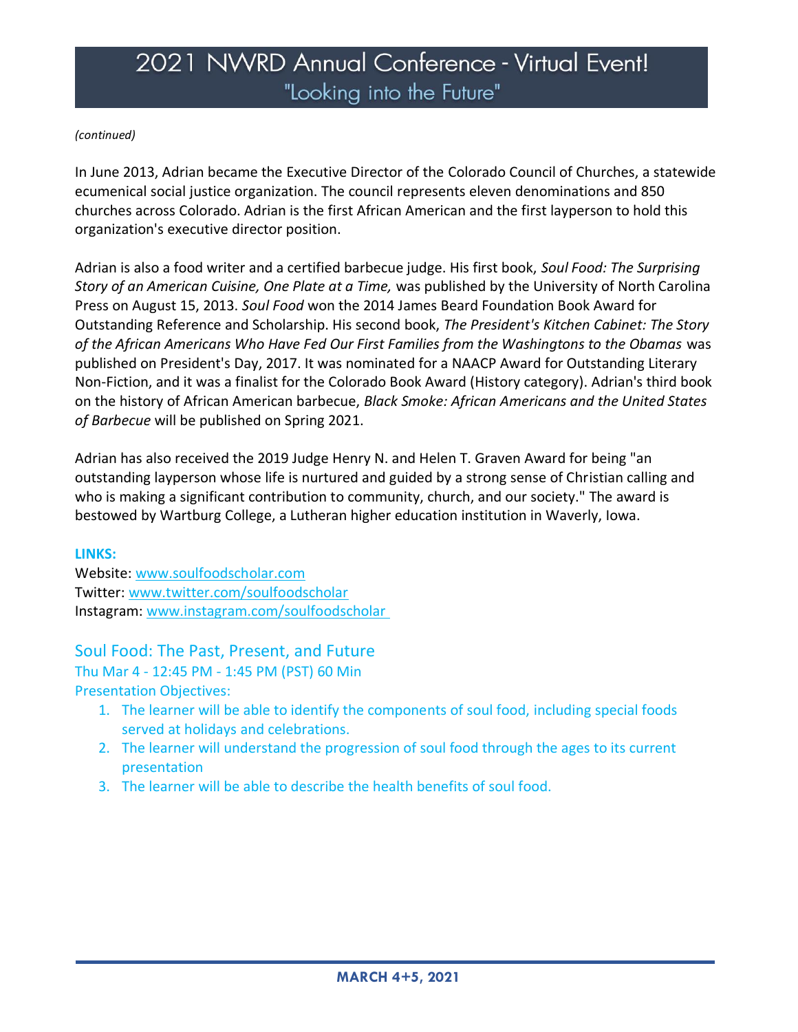*(continued)*

In June 2013, Adrian became the Executive Director of the Colorado Council of Churches, a statewide ecumenical social justice organization. The council represents eleven denominations and 850 churches across Colorado. Adrian is the first African American and the first layperson to hold this organization's executive director position.

Adrian is also a food writer and a certified barbecue judge. His first book, *Soul Food: The Surprising Story of an American Cuisine, One Plate at a Time,* was published by the University of North Carolina Press on August 15, 2013. *Soul Food* won the 2014 James Beard Foundation Book Award for Outstanding Reference and Scholarship. His second book, *The President's Kitchen Cabinet: The Story of the African Americans Who Have Fed Our First Families from the Washingtons to the Obamas* was published on President's Day, 2017. It was nominated for a NAACP Award for Outstanding Literary Non-Fiction, and it was a finalist for the Colorado Book Award (History category). Adrian's third book on the history of African American barbecue, *Black Smoke: African Americans and the United States of Barbecue* will be published on Spring 2021.

Adrian has also received the 2019 Judge Henry N. and Helen T. Graven Award for being "an outstanding layperson whose life is nurtured and guided by a strong sense of Christian calling and who is making a significant contribution to community, church, and our society." The award is bestowed by Wartburg College, a Lutheran higher education institution in Waverly, Iowa.

**LINKS:**

Website: [www.soulfoodscholar.com](http://www.soulfoodscholar.com)
Twitter: [www.twitter.com/soulfoodscholar](http://www.twitter.com/soulfoodscholar)
Instagram: [www.instagram.com/soulfoodscholar](http://www.instagram.com/soulfoodscholar)

## Soul Food: The Past, Present, and Future

Thu Mar 4 - 12:45 PM - 1:45 PM (PST) 60 Min

Presentation Objectives:

1. The learner will be able to identify the components of soul food, including special foods served at holidays and celebrations.
2. The learner will understand the progression of soul food through the ages to its current presentation
3. The learner will be able to describe the health benefits of soul food.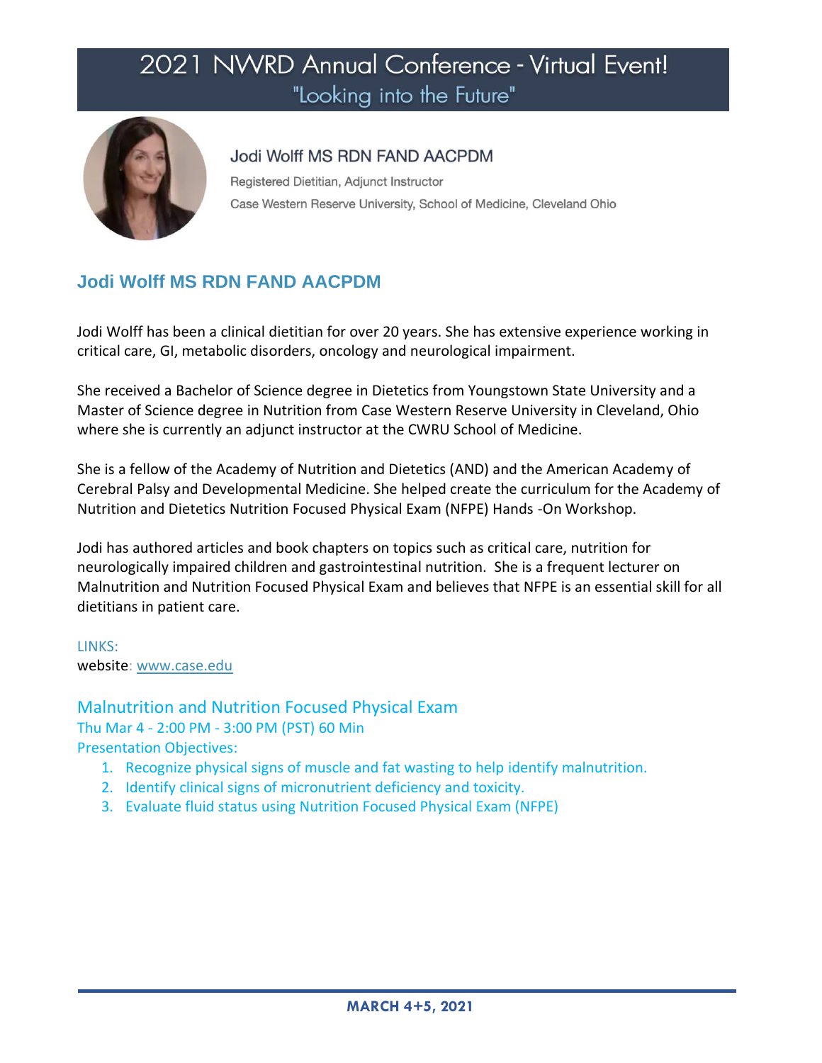# 2021 NWRD Annual Conference - Virtual Event!

## "Looking into the Future"

**Jodi Wolff MS RDN FAND AACPDM**

Registered Dietitian, Adjunct Instructor

Case Western Reserve University, School of Medicine, Cleveland Ohio

## Jodi Wolff MS RDN FAND AACPDM

Jodi Wolff has been a clinical dietitian for over 20 years. She has extensive experience working in critical care, GI, metabolic disorders, oncology and neurological impairment.

She received a Bachelor of Science degree in Dietetics from Youngstown State University and a Master of Science degree in Nutrition from Case Western Reserve University in Cleveland, Ohio where she is currently an adjunct instructor at the CWRU School of Medicine.

She is a fellow of the Academy of Nutrition and Dietetics (AND) and the American Academy of Cerebral Palsy and Developmental Medicine. She helped create the curriculum for the Academy of Nutrition and Dietetics Nutrition Focused Physical Exam (NFPE) Hands -On Workshop.

Jodi has authored articles and book chapters on topics such as critical care, nutrition for neurologically impaired children and gastrointestinal nutrition. She is a frequent lecturer on Malnutrition and Nutrition Focused Physical Exam and believes that NFPE is an essential skill for all dietitians in patient care.

LINKS:
website: [www.case.edu](http://www.case.edu)

### Malnutrition and Nutrition Focused Physical Exam

Thu Mar 4 - 2:00 PM - 3:00 PM (PST) 60 Min

Presentation Objectives:

1. Recognize physical signs of muscle and fat wasting to help identify malnutrition.
2. Identify clinical signs of micronutrient deficiency and toxicity.
3. Evaluate fluid status using Nutrition Focused Physical Exam (NFPE)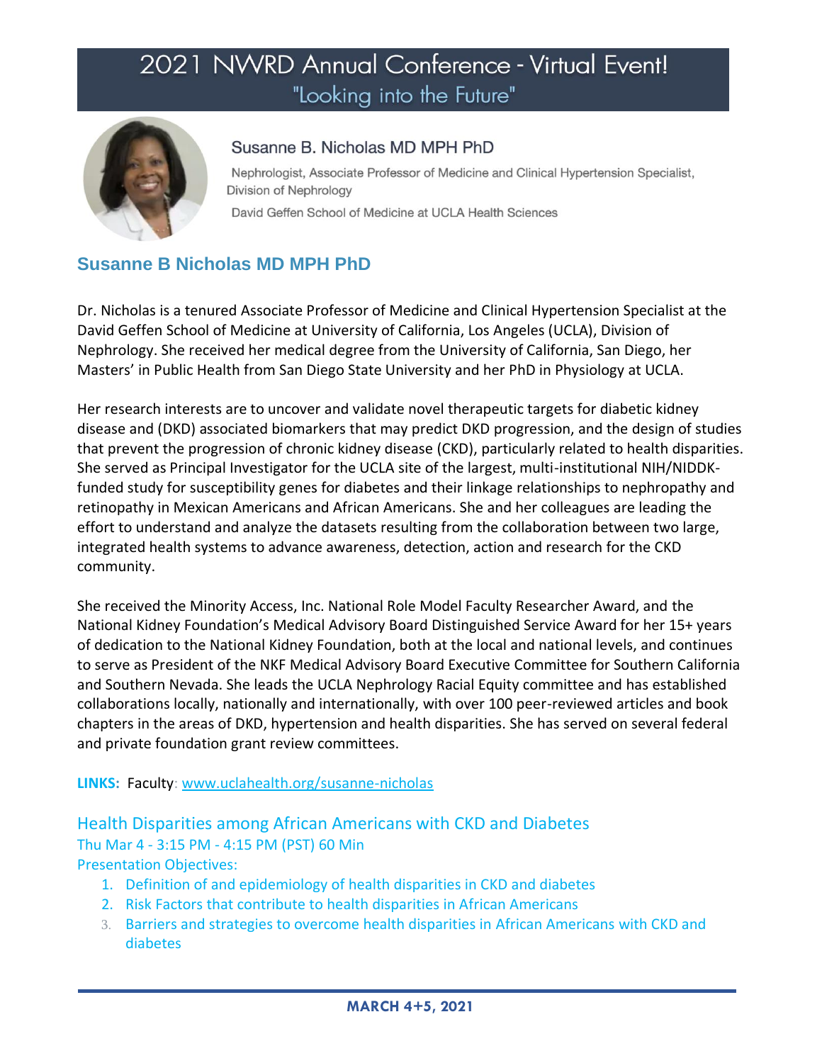# 2021 NWRD Annual Conference - Virtual Event!
## "Looking into the Future"

Susanne B. Nicholas MD MPH PhD

Nephrologist, Associate Professor of Medicine and Clinical Hypertension Specialist, Division of Nephrology

David Geffen School of Medicine at UCLA Health Sciences

## Susanne B Nicholas MD MPH PhD

Dr. Nicholas is a tenured Associate Professor of Medicine and Clinical Hypertension Specialist at the David Geffen School of Medicine at University of California, Los Angeles (UCLA), Division of Nephrology. She received her medical degree from the University of California, San Diego, her Masters' in Public Health from San Diego State University and her PhD in Physiology at UCLA.

Her research interests are to uncover and validate novel therapeutic targets for diabetic kidney disease and (DKD) associated biomarkers that may predict DKD progression, and the design of studies that prevent the progression of chronic kidney disease (CKD), particularly related to health disparities. She served as Principal Investigator for the UCLA site of the largest, multi-institutional NIH/NIDDK-funded study for susceptibility genes for diabetes and their linkage relationships to nephropathy and retinopathy in Mexican Americans and African Americans. She and her colleagues are leading the effort to understand and analyze the datasets resulting from the collaboration between two large, integrated health systems to advance awareness, detection, action and research for the CKD community.

She received the Minority Access, Inc. National Role Model Faculty Researcher Award, and the National Kidney Foundation's Medical Advisory Board Distinguished Service Award for her 15+ years of dedication to the National Kidney Foundation, both at the local and national levels, and continues to serve as President of the NKF Medical Advisory Board Executive Committee for Southern California and Southern Nevada. She leads the UCLA Nephrology Racial Equity committee and has established collaborations locally, nationally and internationally, with over 100 peer-reviewed articles and book chapters in the areas of DKD, hypertension and health disparities. She has served on several federal and private foundation grant review committees.

**LINKS:** Faculty: [www.uclahealth.org/susanne-nicholas](www.uclahealth.org/susanne-nicholas)

### Health Disparities among African Americans with CKD and Diabetes

Thu Mar 4 - 3:15 PM - 4:15 PM (PST) 60 Min

Presentation Objectives:

1. Definition of and epidemiology of health disparities in CKD and diabetes
2. Risk Factors that contribute to health disparities in African Americans
3. Barriers and strategies to overcome health disparities in African Americans with CKD and diabetes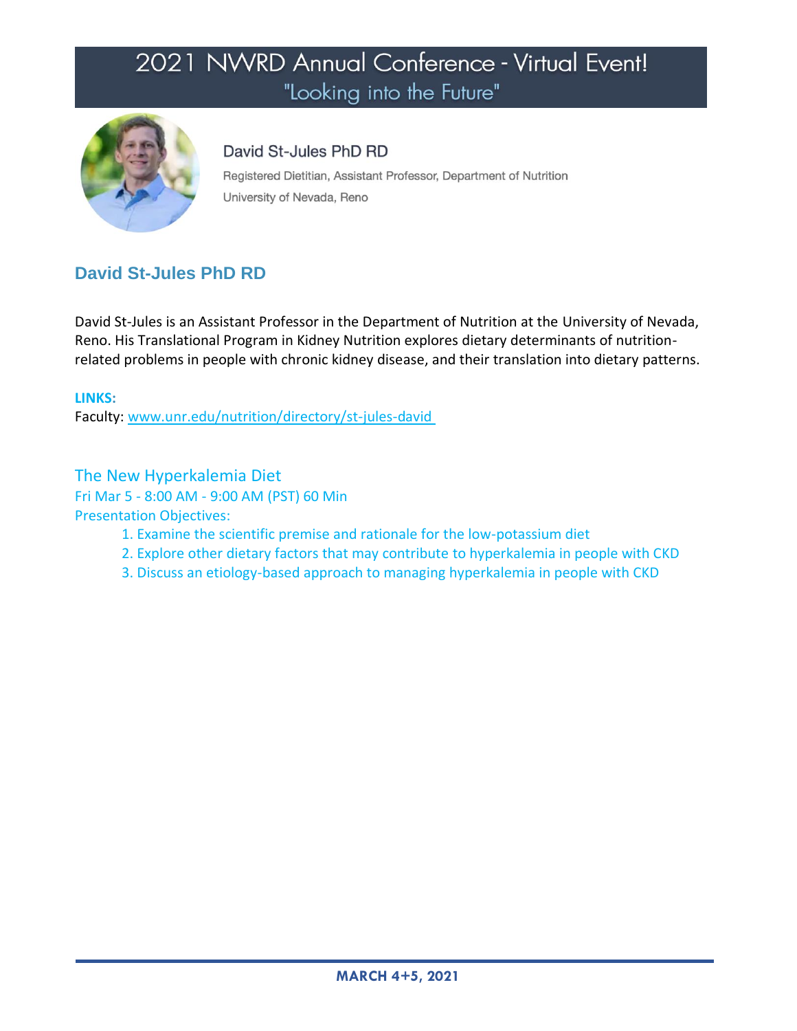# 2021 NWRD Annual Conference - Virtual Event!
## "Looking into the Future"

David St-Jules PhD RD

Registered Dietitian, Assistant Professor, Department of Nutrition

University of Nevada, Reno

## David St-Jules PhD RD

David St-Jules is an Assistant Professor in the Department of Nutrition at the University of Nevada, Reno. His Translational Program in Kidney Nutrition explores dietary determinants of nutrition-related problems in people with chronic kidney disease, and their translation into dietary patterns.

**LINKS:**

Faculty: www.unr.edu/nutrition/directory/st-jules-david

### The New Hyperkalemia Diet

Fri Mar 5 - 8:00 AM - 9:00 AM (PST) 60 Min

Presentation Objectives:

1. Examine the scientific premise and rationale for the low-potassium diet
2. Explore other dietary factors that may contribute to hyperkalemia in people with CKD
3. Discuss an etiology-based approach to managing hyperkalemia in people with CKD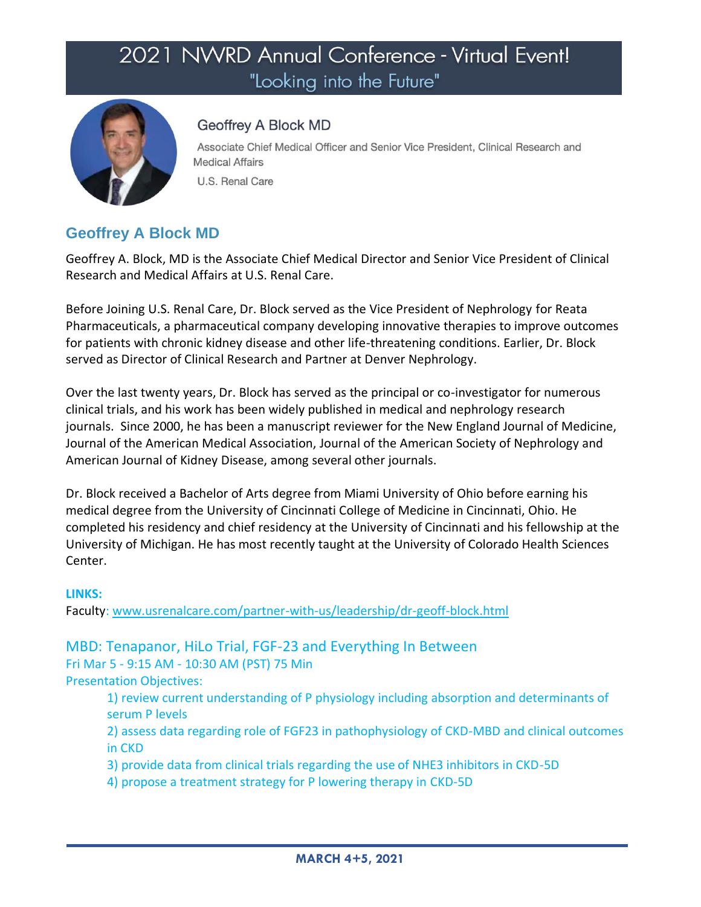# 2021 NWRD Annual Conference - Virtual Event!
## "Looking into the Future"

**Geoffrey A Block MD**

Associate Chief Medical Officer and Senior Vice President, Clinical Research and Medical Affairs

U.S. Renal Care

## Geoffrey A Block MD

Geoffrey A. Block, MD is the Associate Chief Medical Director and Senior Vice President of Clinical Research and Medical Affairs at U.S. Renal Care.

Before Joining U.S. Renal Care, Dr. Block served as the Vice President of Nephrology for Reata Pharmaceuticals, a pharmaceutical company developing innovative therapies to improve outcomes for patients with chronic kidney disease and other life-threatening conditions. Earlier, Dr. Block served as Director of Clinical Research and Partner at Denver Nephrology.

Over the last twenty years, Dr. Block has served as the principal or co-investigator for numerous clinical trials, and his work has been widely published in medical and nephrology research journals. Since 2000, he has been a manuscript reviewer for the New England Journal of Medicine, Journal of the American Medical Association, Journal of the American Society of Nephrology and American Journal of Kidney Disease, among several other journals.

Dr. Block received a Bachelor of Arts degree from Miami University of Ohio before earning his medical degree from the University of Cincinnati College of Medicine in Cincinnati, Ohio. He completed his residency and chief residency at the University of Cincinnati and his fellowship at the University of Michigan. He has most recently taught at the University of Colorado Health Sciences Center.

**LINKS:**

Faculty: www.usrenalcare.com/partner-with-us/leadership/dr-geoff-block.html

### MBD: Tenapanor, HiLo Trial, FGF-23 and Everything In Between

Fri Mar 5 - 9:15 AM - 10:30 AM (PST) 75 Min

Presentation Objectives:

1) review current understanding of P physiology including absorption and determinants of serum P levels
2) assess data regarding role of FGF23 in pathophysiology of CKD-MBD and clinical outcomes in CKD
3) provide data from clinical trials regarding the use of NHE3 inhibitors in CKD-5D
4) propose a treatment strategy for P lowering therapy in CKD-5D

**MARCH 4+5, 2021**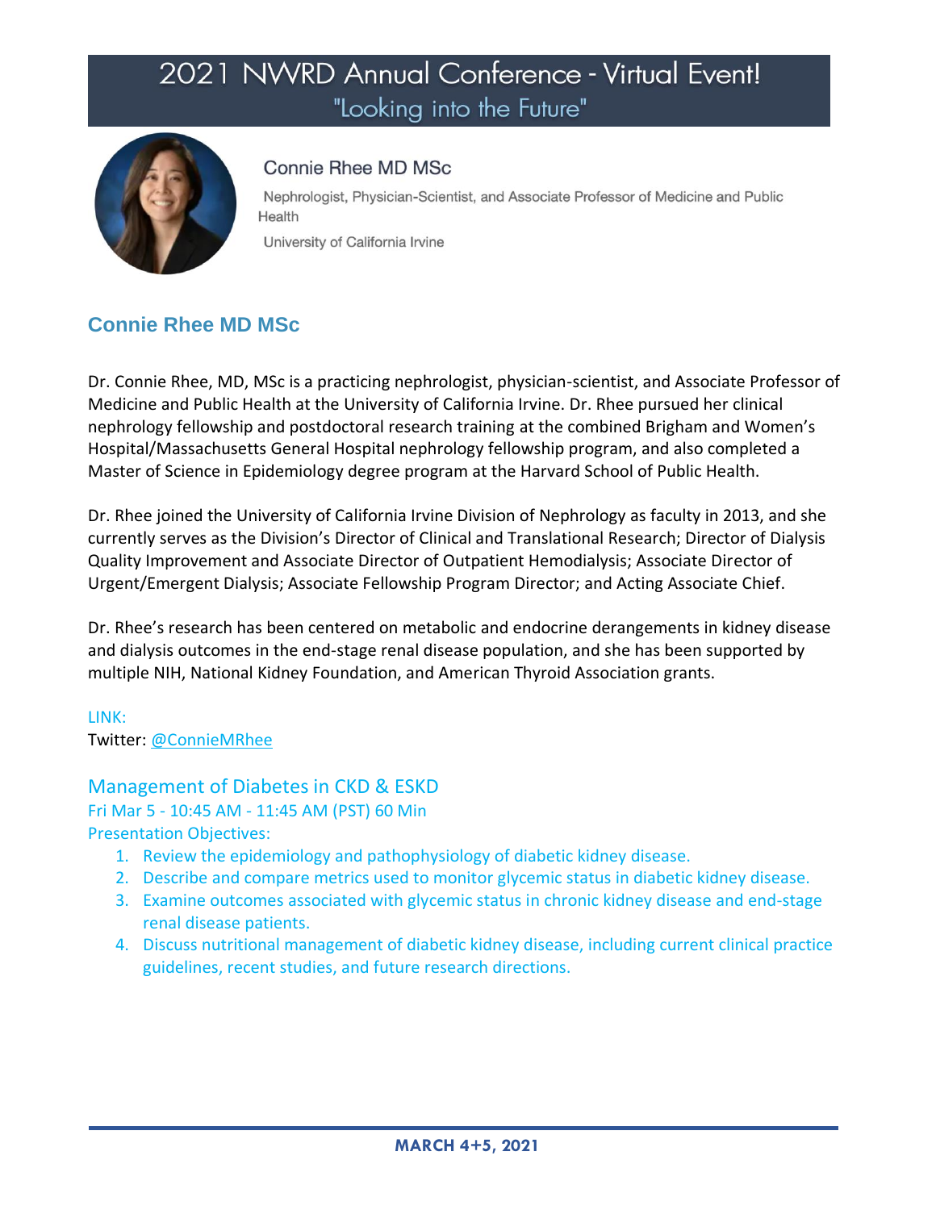# 2021 NWRD Annual Conference - Virtual Event!
## "Looking into the Future"

Connie Rhee MD MSc

Nephrologist, Physician-Scientist, and Associate Professor of Medicine and Public Health

University of California Irvine

## Connie Rhee MD MSc

Dr. Connie Rhee, MD, MSc is a practicing nephrologist, physician-scientist, and Associate Professor of Medicine and Public Health at the University of California Irvine. Dr. Rhee pursued her clinical nephrology fellowship and postdoctoral research training at the combined Brigham and Women's Hospital/Massachusetts General Hospital nephrology fellowship program, and also completed a Master of Science in Epidemiology degree program at the Harvard School of Public Health.

Dr. Rhee joined the University of California Irvine Division of Nephrology as faculty in 2013, and she currently serves as the Division's Director of Clinical and Translational Research; Director of Dialysis Quality Improvement and Associate Director of Outpatient Hemodialysis; Associate Director of Urgent/Emergent Dialysis; Associate Fellowship Program Director; and Acting Associate Chief.

Dr. Rhee's research has been centered on metabolic and endocrine derangements in kidney disease and dialysis outcomes in the end-stage renal disease population, and she has been supported by multiple NIH, National Kidney Foundation, and American Thyroid Association grants.

LINK:
Twitter: @ConnieMRhee

### Management of Diabetes in CKD & ESKD

Fri Mar 5 - 10:45 AM - 11:45 AM (PST) 60 Min

Presentation Objectives:

1. Review the epidemiology and pathophysiology of diabetic kidney disease.
2. Describe and compare metrics used to monitor glycemic status in diabetic kidney disease.
3. Examine outcomes associated with glycemic status in chronic kidney disease and end-stage renal disease patients.
4. Discuss nutritional management of diabetic kidney disease, including current clinical practice guidelines, recent studies, and future research directions.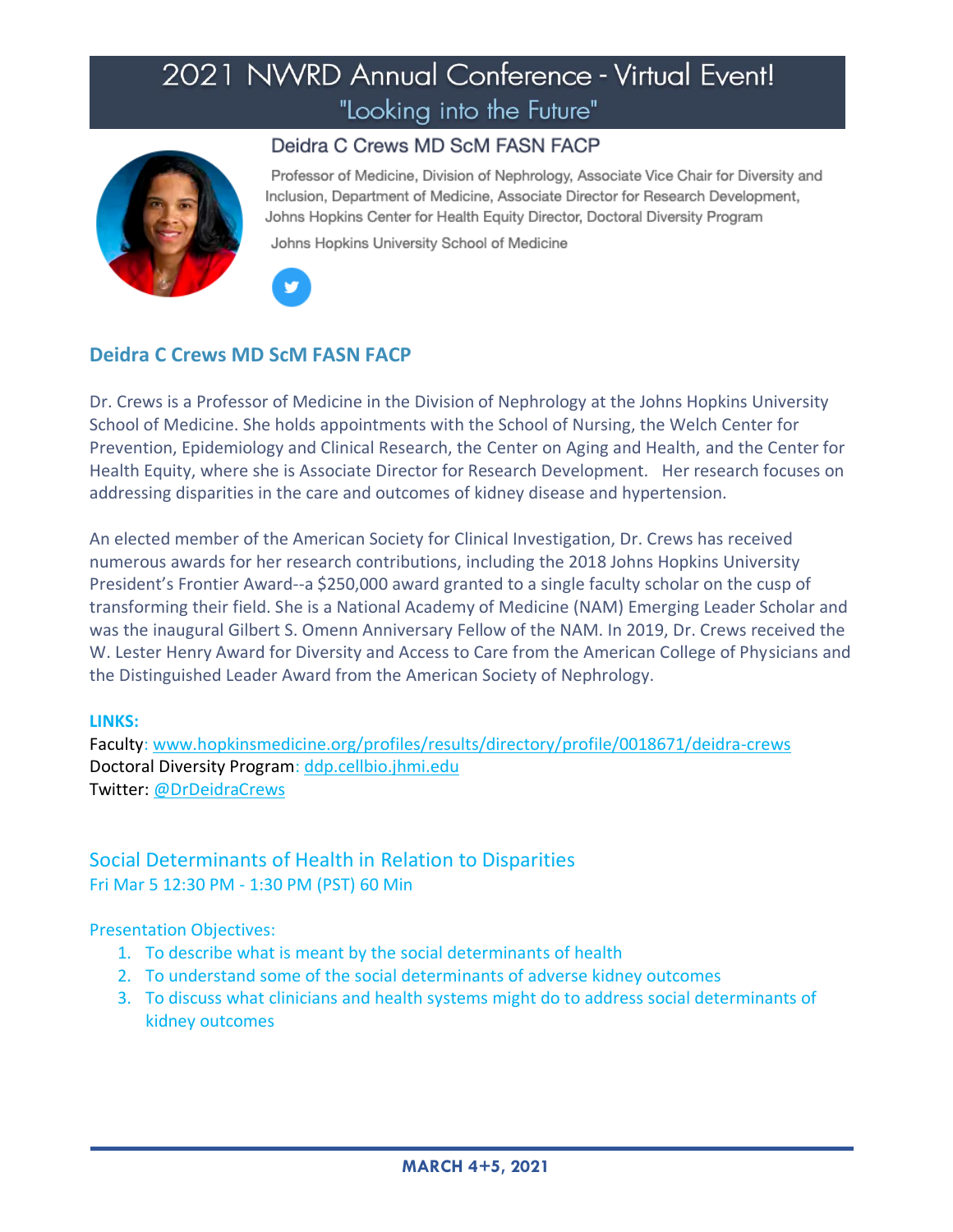# 2021 NWRD Annual Conference - Virtual Event!

## "Looking into the Future"

### Deidra C Crews MD ScM FASN FACP

Professor of Medicine, Division of Nephrology, Associate Vice Chair for Diversity and Inclusion, Department of Medicine, Associate Director for Research Development, Johns Hopkins Center for Health Equity Director, Doctoral Diversity Program

Johns Hopkins University School of Medicine

## Deidra C Crews MD ScM FASN FACP

Dr. Crews is a Professor of Medicine in the Division of Nephrology at the Johns Hopkins University School of Medicine. She holds appointments with the School of Nursing, the Welch Center for Prevention, Epidemiology and Clinical Research, the Center on Aging and Health, and the Center for Health Equity, where she is Associate Director for Research Development. Her research focuses on addressing disparities in the care and outcomes of kidney disease and hypertension.

An elected member of the American Society for Clinical Investigation, Dr. Crews has received numerous awards for her research contributions, including the 2018 Johns Hopkins University President's Frontier Award--a $250,000 award granted to a single faculty scholar on the cusp of transforming their field. She is a National Academy of Medicine (NAM) Emerging Leader Scholar and was the inaugural Gilbert S. Omenn Anniversary Fellow of the NAM. In 2019, Dr. Crews received the W. Lester Henry Award for Diversity and Access to Care from the American College of Physicians and the Distinguished Leader Award from the American Society of Nephrology.

**LINKS:**

Faculty: www.hopkinsmedicine.org/profiles/results/directory/profile/0018671/deidra-crews
Doctoral Diversity Program: ddp.cellbio.jhmi.edu
Twitter: @DrDeidraCrews

## Social Determinants of Health in Relation to Disparities

Fri Mar 5 12:30 PM - 1:30 PM (PST) 60 Min

Presentation Objectives:

1. To describe what is meant by the social determinants of health
2. To understand some of the social determinants of adverse kidney outcomes
3. To discuss what clinicians and health systems might do to address social determinants of kidney outcomes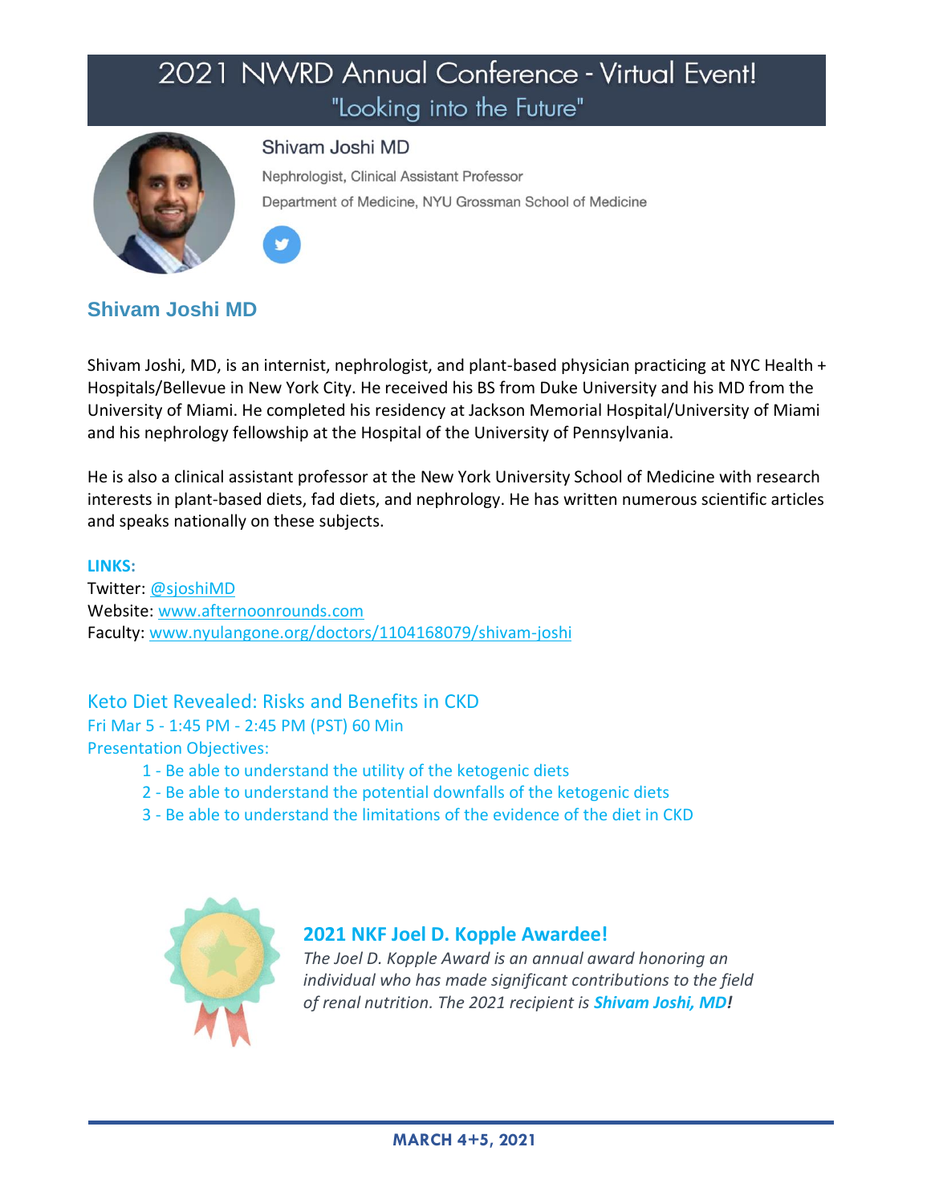# 2021 NWRD Annual Conference - Virtual Event!

"Looking into the Future"

Shivam Joshi MD

Nephrologist, Clinical Assistant Professor

Department of Medicine, NYU Grossman School of Medicine

## Shivam Joshi MD

Shivam Joshi, MD, is an internist, nephrologist, and plant-based physician practicing at NYC Health + Hospitals/Bellevue in New York City. He received his BS from Duke University and his MD from the University of Miami. He completed his residency at Jackson Memorial Hospital/University of Miami and his nephrology fellowship at the Hospital of the University of Pennsylvania.

He is also a clinical assistant professor at the New York University School of Medicine with research interests in plant-based diets, fad diets, and nephrology. He has written numerous scientific articles and speaks nationally on these subjects.

**LINKS:**

Twitter: @sjoshiMD
Website: www.afternoonrounds.com
Faculty: www.nyulangone.org/doctors/1104168079/shivam-joshi

### Keto Diet Revealed: Risks and Benefits in CKD

Fri Mar 5 - 1:45 PM - 2:45 PM (PST) 60 Min

Presentation Objectives:

1 - Be able to understand the utility of the ketogenic diets
2 - Be able to understand the potential downfalls of the ketogenic diets
3 - Be able to understand the limitations of the evidence of the diet in CKD

### 2021 NKF Joel D. Kopple Awardee!

*The Joel D. Kopple Award is an annual award honoring an individual who has made significant contributions to the field of renal nutrition. The 2021 recipient is* ***Shivam Joshi, MD!***

**MARCH 4+5, 2021**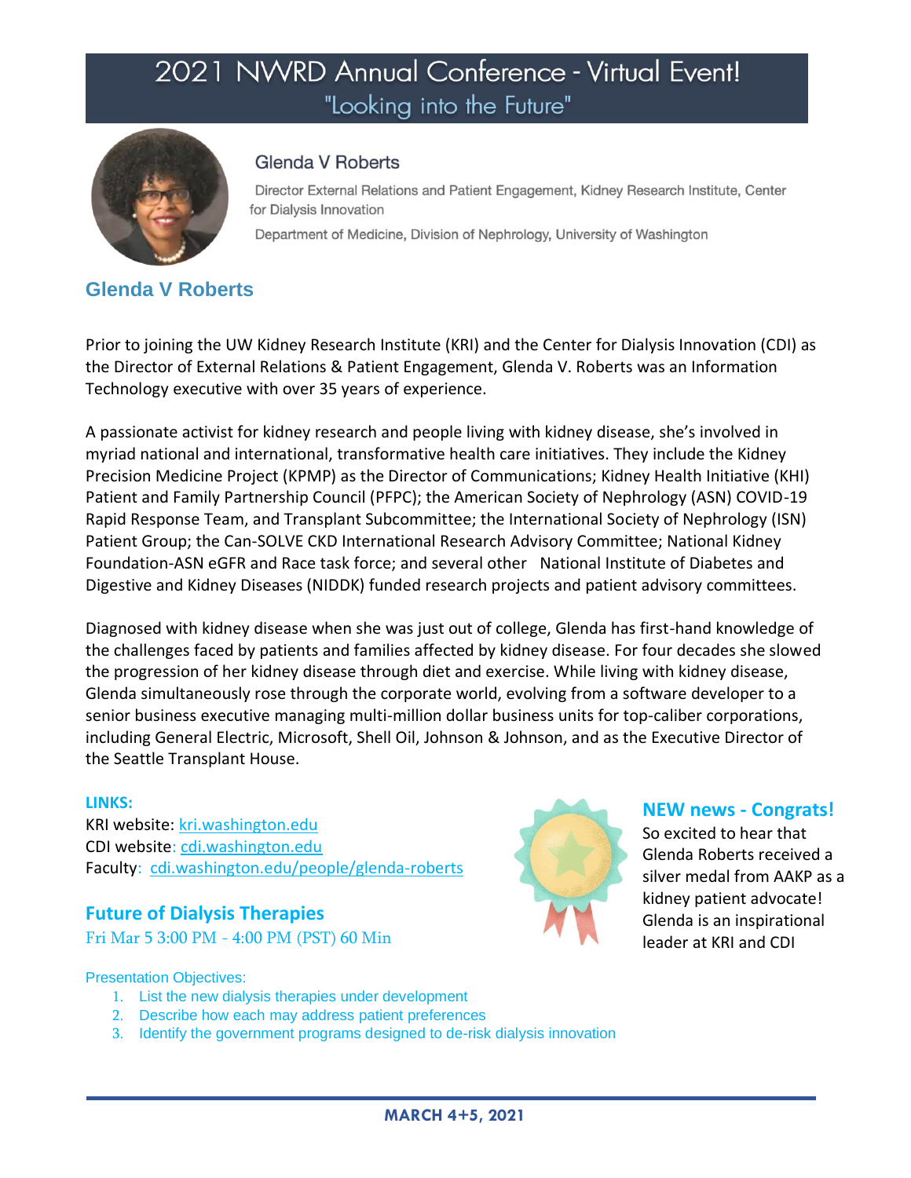# 2021 NWRD Annual Conference - Virtual Event!

## "Looking into the Future"

### Glenda V Roberts

Director External Relations and Patient Engagement, Kidney Research Institute, Center for Dialysis Innovation

Department of Medicine, Division of Nephrology, University of Washington

## Glenda V Roberts

Prior to joining the UW Kidney Research Institute (KRI) and the Center for Dialysis Innovation (CDI) as the Director of External Relations & Patient Engagement, Glenda V. Roberts was an Information Technology executive with over 35 years of experience.

A passionate activist for kidney research and people living with kidney disease, she's involved in myriad national and international, transformative health care initiatives. They include the Kidney Precision Medicine Project (KPMP) as the Director of Communications; Kidney Health Initiative (KHI) Patient and Family Partnership Council (PFPC); the American Society of Nephrology (ASN) COVID-19 Rapid Response Team, and Transplant Subcommittee; the International Society of Nephrology (ISN) Patient Group; the Can-SOLVE CKD International Research Advisory Committee; National Kidney Foundation-ASN eGFR and Race task force; and several other National Institute of Diabetes and Digestive and Kidney Diseases (NIDDK) funded research projects and patient advisory committees.

Diagnosed with kidney disease when she was just out of college, Glenda has first-hand knowledge of the challenges faced by patients and families affected by kidney disease. For four decades she slowed the progression of her kidney disease through diet and exercise. While living with kidney disease, Glenda simultaneously rose through the corporate world, evolving from a software developer to a senior business executive managing multi-million dollar business units for top-caliber corporations, including General Electric, Microsoft, Shell Oil, Johnson & Johnson, and as the Executive Director of the Seattle Transplant House.

**LINKS:**

KRI website: kri.washington.edu
CDI website: cdi.washington.edu
Faculty: cdi.washington.edu/people/glenda-roberts

### NEW news - Congrats!

So excited to hear that Glenda Roberts received a silver medal from AAKP as a kidney patient advocate! Glenda is an inspirational leader at KRI and CDI

## Future of Dialysis Therapies

Fri Mar 5 3:00 PM - 4:00 PM (PST) 60 Min

Presentation Objectives:

1. List the new dialysis therapies under development
2. Describe how each may address patient preferences
3. Identify the government programs designed to de-risk dialysis innovation

**MARCH 4+5, 2021**